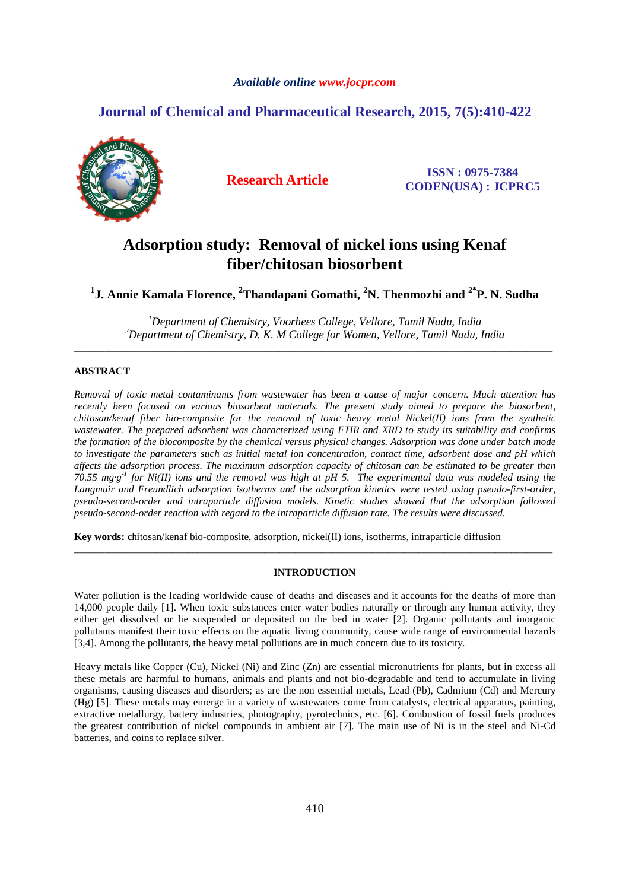*Available online www.jocpr.com*

**Journal of Chemical and Pharmaceutical Research, 2015, 7(5):410-422**

**Research Article**

**ISSN : 0975-7384**
**CODEN(USA) : JCPRC5**

# Adsorption study: Removal of nickel ions using Kenaf fiber/chitosan biosorbent

**[1]J. Annie Kamala Florence, [2]Thandapani Gomathi, [2]N. Thenmozhi and [2*]P. N. Sudha**

*[1]Department of Chemistry, Voorhees College, Vellore, Tamil Nadu, India*
*[2]Department of Chemistry, D. K. M College for Women, Vellore, Tamil Nadu, India*

---

## ABSTRACT

*Removal of toxic metal contaminants from wastewater has been a cause of major concern. Much attention has recently been focused on various biosorbent materials. The present study aimed to prepare the biosorbent, chitosan/kenaf fiber bio-composite for the removal of toxic heavy metal Nickel(II) ions from the synthetic wastewater. The prepared adsorbent was characterized using FTIR and XRD to study its suitability and confirms the formation of the biocomposite by the chemical versus physical changes. Adsorption was done under batch mode to investigate the parameters such as initial metal ion concentration, contact time, adsorbent dose and pH which affects the adsorption process. The maximum adsorption capacity of chitosan can be estimated to be greater than 70.55 $mg \cdot g^{-1}$ for Ni(II) ions and the removal was high at pH 5. The experimental data was modeled using the Langmuir and Freundlich adsorption isotherms and the adsorption kinetics were tested using pseudo-first-order, pseudo-second-order and intraparticle diffusion models. Kinetic studies showed that the adsorption followed pseudo-second-order reaction with regard to the intraparticle diffusion rate. The results were discussed.*

**Key words:** chitosan/kenaf bio-composite, adsorption, nickel(II) ions, isotherms, intraparticle diffusion

---

## INTRODUCTION

Water pollution is the leading worldwide cause of deaths and diseases and it accounts for the deaths of more than 14,000 people daily [1]. When toxic substances enter water bodies naturally or through any human activity, they either get dissolved or lie suspended or deposited on the bed in water [2]. Organic pollutants and inorganic pollutants manifest their toxic effects on the aquatic living community, cause wide range of environmental hazards [3,4]. Among the pollutants, the heavy metal pollutions are in much concern due to its toxicity.

Heavy metals like Copper (Cu), Nickel (Ni) and Zinc (Zn) are essential micronutrients for plants, but in excess all these metals are harmful to humans, animals and plants and not bio-degradable and tend to accumulate in living organisms, causing diseases and disorders; as are the non essential metals, Lead (Pb), Cadmium (Cd) and Mercury (Hg) [5]. These metals may emerge in a variety of wastewaters come from catalysts, electrical apparatus, painting, extractive metallurgy, battery industries, photography, pyrotechnics, etc. [6]. Combustion of fossil fuels produces the greatest contribution of nickel compounds in ambient air [7]. The main use of Ni is in the steel and Ni-Cd batteries, and coins to replace silver.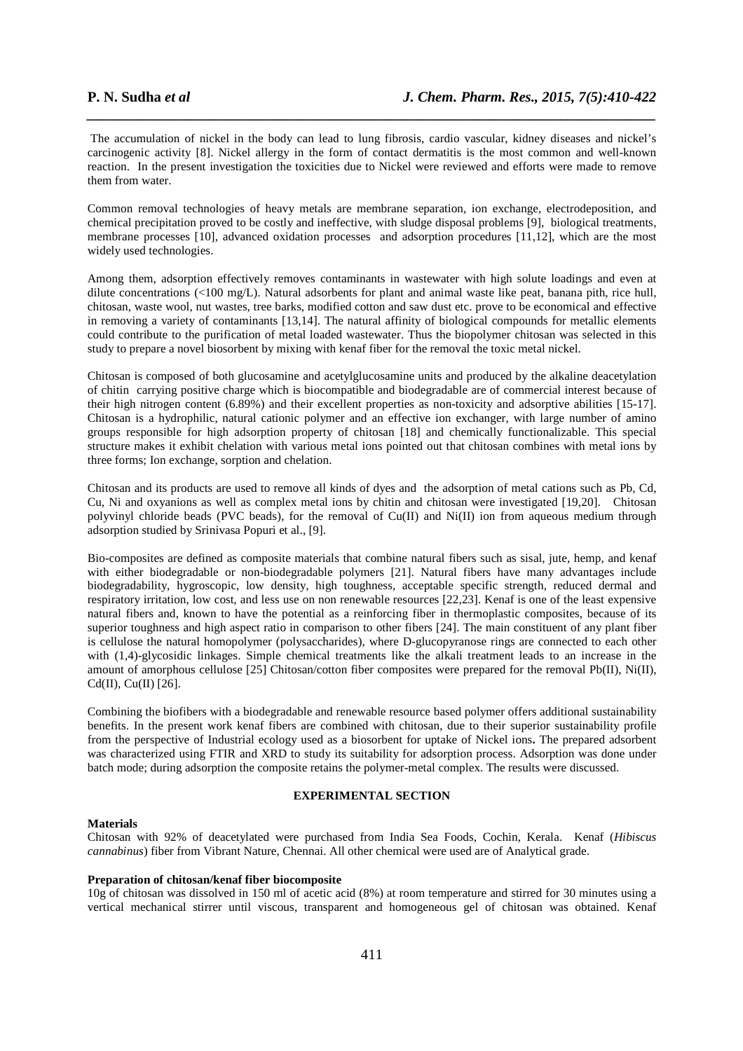The accumulation of nickel in the body can lead to lung fibrosis, cardio vascular, kidney diseases and nickel's carcinogenic activity [8]. Nickel allergy in the form of contact dermatitis is the most common and well-known reaction. In the present investigation the toxicities due to Nickel were reviewed and efforts were made to remove them from water.

Common removal technologies of heavy metals are membrane separation, ion exchange, electrodeposition, and chemical precipitation proved to be costly and ineffective, with sludge disposal problems [9], biological treatments, membrane processes [10], advanced oxidation processes and adsorption procedures [11,12], which are the most widely used technologies.

Among them, adsorption effectively removes contaminants in wastewater with high solute loadings and even at dilute concentrations (<100 mg/L). Natural adsorbents for plant and animal waste like peat, banana pith, rice hull, chitosan, waste wool, nut wastes, tree barks, modified cotton and saw dust etc. prove to be economical and effective in removing a variety of contaminants [13,14]. The natural affinity of biological compounds for metallic elements could contribute to the purification of metal loaded wastewater. Thus the biopolymer chitosan was selected in this study to prepare a novel biosorbent by mixing with kenaf fiber for the removal the toxic metal nickel.

Chitosan is composed of both glucosamine and acetylglucosamine units and produced by the alkaline deacetylation of chitin carrying positive charge which is biocompatible and biodegradable are of commercial interest because of their high nitrogen content (6.89%) and their excellent properties as non-toxicity and adsorptive abilities [15-17]. Chitosan is a hydrophilic, natural cationic polymer and an effective ion exchanger, with large number of amino groups responsible for high adsorption property of chitosan [18] and chemically functionalizable. This special structure makes it exhibit chelation with various metal ions pointed out that chitosan combines with metal ions by three forms; Ion exchange, sorption and chelation.

Chitosan and its products are used to remove all kinds of dyes and the adsorption of metal cations such as Pb, Cd, Cu, Ni and oxyanions as well as complex metal ions by chitin and chitosan were investigated [19,20]. Chitosan polyvinyl chloride beads (PVC beads), for the removal of Cu(II) and Ni(II) ion from aqueous medium through adsorption studied by Srinivasa Popuri et al., [9].

Bio-composites are defined as composite materials that combine natural fibers such as sisal, jute, hemp, and kenaf with either biodegradable or non-biodegradable polymers [21]. Natural fibers have many advantages include biodegradability, hygroscopic, low density, high toughness, acceptable specific strength, reduced dermal and respiratory irritation, low cost, and less use on non renewable resources [22,23]. Kenaf is one of the least expensive natural fibers and, known to have the potential as a reinforcing fiber in thermoplastic composites, because of its superior toughness and high aspect ratio in comparison to other fibers [24]. The main constituent of any plant fiber is cellulose the natural homopolymer (polysaccharides), where D-glucopyranose rings are connected to each other with (1,4)-glycosidic linkages. Simple chemical treatments like the alkali treatment leads to an increase in the amount of amorphous cellulose [25] Chitosan/cotton fiber composites were prepared for the removal Pb(II), Ni(II), Cd(II), Cu(II) [26].

Combining the biofibers with a biodegradable and renewable resource based polymer offers additional sustainability benefits. In the present work kenaf fibers are combined with chitosan, due to their superior sustainability profile from the perspective of Industrial ecology used as a biosorbent for uptake of Nickel ions**.** The prepared adsorbent was characterized using FTIR and XRD to study its suitability for adsorption process. Adsorption was done under batch mode; during adsorption the composite retains the polymer-metal complex. The results were discussed.

## EXPERIMENTAL SECTION

### Materials

Chitosan with 92% of deacetylated were purchased from India Sea Foods, Cochin, Kerala. Kenaf (*Hibiscus cannabinus*) fiber from Vibrant Nature, Chennai. All other chemical were used are of Analytical grade.

### Preparation of chitosan/kenaf fiber biocomposite

10g of chitosan was dissolved in 150 ml of acetic acid (8%) at room temperature and stirred for 30 minutes using a vertical mechanical stirrer until viscous, transparent and homogeneous gel of chitosan was obtained. Kenaf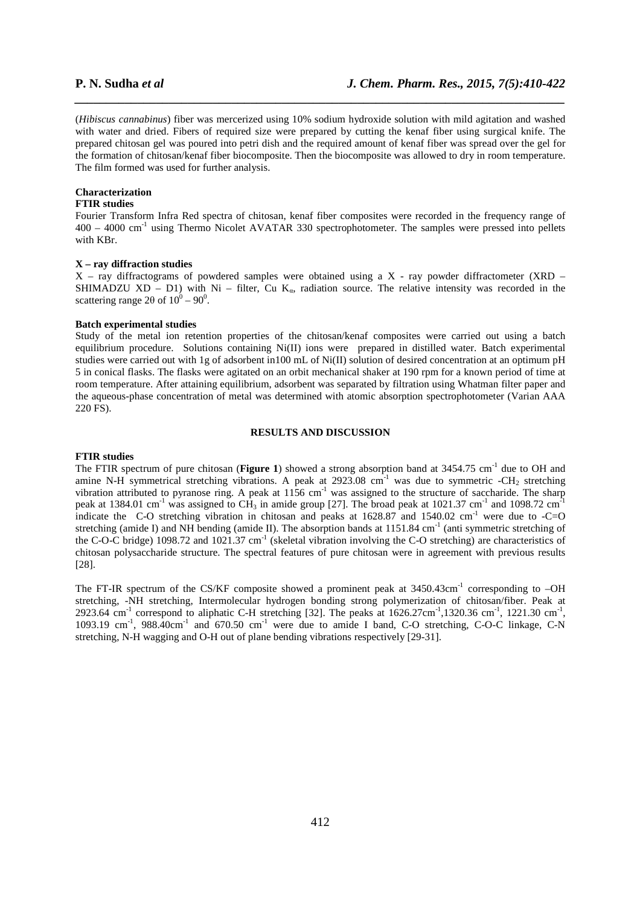(*Hibiscus cannabinus*) fiber was mercerized using 10% sodium hydroxide solution with mild agitation and washed with water and dried. Fibers of required size were prepared by cutting the kenaf fiber using surgical knife. The prepared chitosan gel was poured into petri dish and the required amount of kenaf fiber was spread over the gel for the formation of chitosan/kenaf fiber biocomposite. Then the biocomposite was allowed to dry in room temperature. The film formed was used for further analysis.

### Characterization

**FTIR studies**

Fourier Transform Infra Red spectra of chitosan, kenaf fiber composites were recorded in the frequency range of 400 – 4000 $cm^{-1}$ using Thermo Nicolet AVATAR 330 spectrophotometer. The samples were pressed into pellets with KBr.

**X – ray diffraction studies**

X – ray diffractograms of powdered samples were obtained using a X - ray powder diffractometer (XRD – SHIMADZU XD – D1) with Ni – filter, Cu $K_{\alpha}$, radiation source. The relative intensity was recorded in the scattering range 2θ of $10^0 – 90^0$.

**Batch experimental studies**

Study of the metal ion retention properties of the chitosan/kenaf composites were carried out using a batch equilibrium procedure. Solutions containing Ni(II) ions were prepared in distilled water. Batch experimental studies were carried out with 1g of adsorbent in100 mL of Ni(II) solution of desired concentration at an optimum pH 5 in conical flasks. The flasks were agitated on an orbit mechanical shaker at 190 rpm for a known period of time at room temperature. After attaining equilibrium, adsorbent was separated by filtration using Whatman filter paper and the aqueous-phase concentration of metal was determined with atomic absorption spectrophotometer (Varian AAA 220 FS).

## RESULTS AND DISCUSSION

**FTIR studies**

The FTIR spectrum of pure chitosan (**Figure 1**) showed a strong absorption band at 3454.75 $cm^{-1}$ due to OH and amine N-H symmetrical stretching vibrations. A peak at 2923.08 $cm^{-1}$ was due to symmetric $-CH_2$ stretching vibration attributed to pyranose ring. A peak at 1156 $cm^{-1}$ was assigned to the structure of saccharide. The sharp peak at 1384.01 $cm^{-1}$ was assigned to $CH_3$ in amide group [27]. The broad peak at 1021.37 $cm^{-1}$ and 1098.72 $cm^{-1}$ indicate the C-O stretching vibration in chitosan and peaks at 1628.87 and 1540.02 $cm^{-1}$ were due to -C=O stretching (amide I) and NH bending (amide II). The absorption bands at 1151.84 $cm^{-1}$ (anti symmetric stretching of the C-O-C bridge) 1098.72 and 1021.37 $cm^{-1}$ (skeletal vibration involving the C-O stretching) are characteristics of chitosan polysaccharide structure. The spectral features of pure chitosan were in agreement with previous results [28].

The FT-IR spectrum of the CS/KF composite showed a prominent peak at 3450.43$cm^{-1}$ corresponding to –OH stretching, -NH stretching, Intermolecular hydrogen bonding strong polymerization of chitosan/fiber. Peak at 2923.64 $cm^{-1}$ correspond to aliphatic C-H stretching [32]. The peaks at 1626.27$cm^{-1}$,1320.36 $cm^{-1}$, 1221.30 $cm^{-1}$, 1093.19 $cm^{-1}$, 988.40$cm^{-1}$ and 670.50 $cm^{-1}$ were due to amide I band, C-O stretching, C-O-C linkage, C-N stretching, N-H wagging and O-H out of plane bending vibrations respectively [29-31].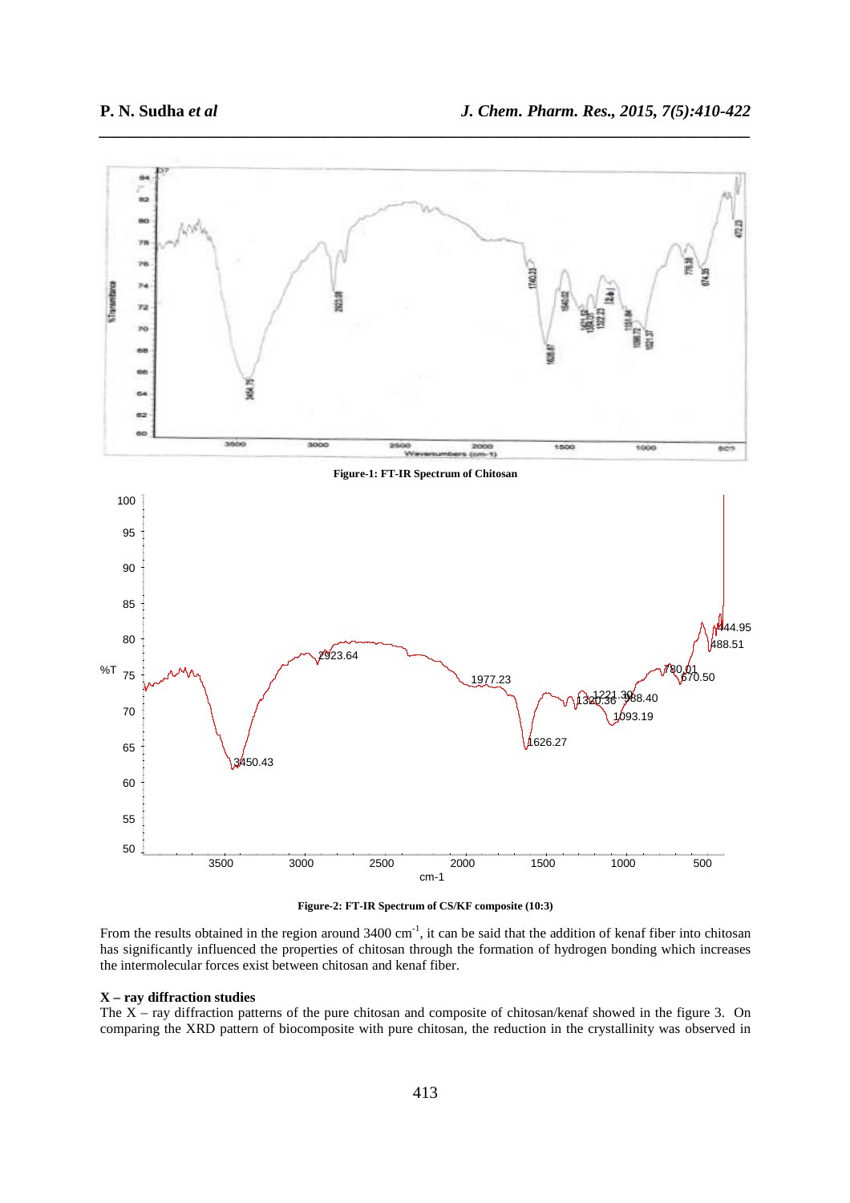Figure-1: FT-IR Spectrum of Chitosan

Figure-2: FT-IR Spectrum of CS/KF composite (10:3)

From the results obtained in the region around 3400 cm$^{-1}$, it can be said that the addition of kenaf fiber into chitosan has significantly influenced the properties of chitosan through the formation of hydrogen bonding which increases the intermolecular forces exist between chitosan and kenaf fiber.

**X – ray diffraction studies**

The X – ray diffraction patterns of the pure chitosan and composite of chitosan/kenaf showed in the figure 3. On comparing the XRD pattern of biocomposite with pure chitosan, the reduction in the crystallinity was observed in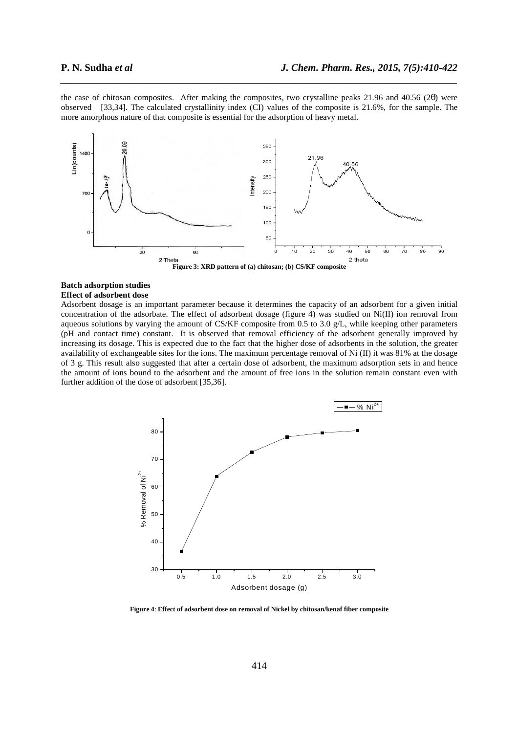the case of chitosan composites. After making the composites, two crystalline peaks 21.96 and 40.56 (2θ) were observed [33,34]. The calculated crystallinity index (CI) values of the composite is 21.6%, for the sample. The more amorphous nature of that composite is essential for the adsorption of heavy metal.

**Figure 3: XRD pattern of (a) chitosan; (b) CS/KF composite**

### Batch adsorption studies

#### Effect of adsorbent dose

Adsorbent dosage is an important parameter because it determines the capacity of an adsorbent for a given initial concentration of the adsorbate. The effect of adsorbent dosage (figure 4) was studied on Ni(II) ion removal from aqueous solutions by varying the amount of CS/KF composite from 0.5 to 3.0 g/L, while keeping other parameters (pH and contact time) constant. It is observed that removal efficiency of the adsorbent generally improved by increasing its dosage. This is expected due to the fact that the higher dose of adsorbents in the solution, the greater availability of exchangeable sites for the ions. The maximum percentage removal of Ni (II) it was 81% at the dosage of 3 g. This result also suggested that after a certain dose of adsorbent, the maximum adsorption sets in and hence the amount of ions bound to the adsorbent and the amount of free ions in the solution remain constant even with further addition of the dose of adsorbent [35,36].

**Figure 4**: **Effect of adsorbent dose on removal of Nickel by chitosan/kenaf fiber composite**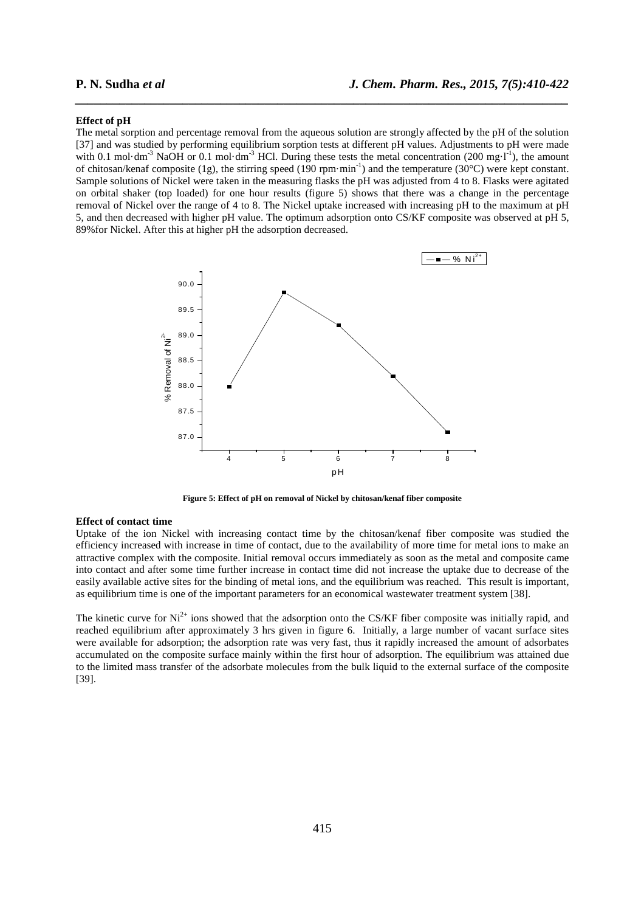### Effect of pH

The metal sorption and percentage removal from the aqueous solution are strongly affected by the pH of the solution [37] and was studied by performing equilibrium sorption tests at different pH values. Adjustments to pH were made with 0.1 mol·dm$^{-3}$ NaOH or 0.1 mol·dm$^{-3}$ HCl. During these tests the metal concentration (200 mg·l$^{-1}$), the amount of chitosan/kenaf composite (1g), the stirring speed (190 rpm·min$^{-1}$) and the temperature (30°C) were kept constant. Sample solutions of Nickel were taken in the measuring flasks the pH was adjusted from 4 to 8. Flasks were agitated on orbital shaker (top loaded) for one hour results (figure 5) shows that there was a change in the percentage removal of Nickel over the range of 4 to 8. The Nickel uptake increased with increasing pH to the maximum at pH 5, and then decreased with higher pH value. The optimum adsorption onto CS/KF composite was observed at pH 5, 89%for Nickel. After this at higher pH the adsorption decreased.

**Figure 5: Effect of pH on removal of Nickel by chitosan/kenaf fiber composite**

### Effect of contact time

Uptake of the ion Nickel with increasing contact time by the chitosan/kenaf fiber composite was studied the efficiency increased with increase in time of contact, due to the availability of more time for metal ions to make an attractive complex with the composite. Initial removal occurs immediately as soon as the metal and composite came into contact and after some time further increase in contact time did not increase the uptake due to decrease of the easily available active sites for the binding of metal ions, and the equilibrium was reached. This result is important, as equilibrium time is one of the important parameters for an economical wastewater treatment system [38].

The kinetic curve for $Ni^{2+}$ ions showed that the adsorption onto the CS/KF fiber composite was initially rapid, and reached equilibrium after approximately 3 hrs given in figure 6. Initially, a large number of vacant surface sites were available for adsorption; the adsorption rate was very fast, thus it rapidly increased the amount of adsorbates accumulated on the composite surface mainly within the first hour of adsorption. The equilibrium was attained due to the limited mass transfer of the adsorbate molecules from the bulk liquid to the external surface of the composite [39].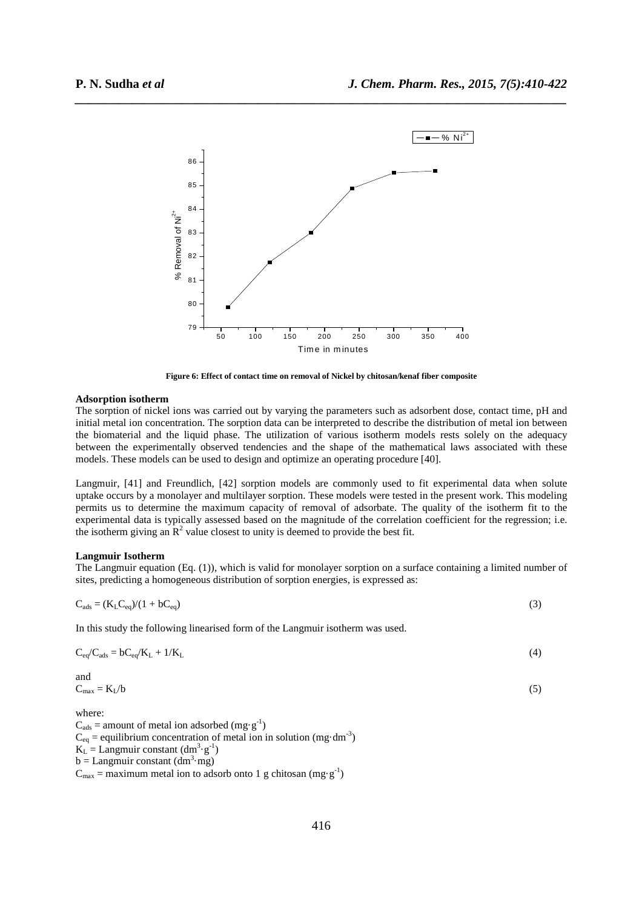Figure 6: Effect of contact time on removal of Nickel by chitosan/kenaf fiber composite

**Adsorption isotherm**

The sorption of nickel ions was carried out by varying the parameters such as adsorbent dose, contact time, pH and initial metal ion concentration. The sorption data can be interpreted to describe the distribution of metal ion between the biomaterial and the liquid phase. The utilization of various isotherm models rests solely on the adequacy between the experimentally observed tendencies and the shape of the mathematical laws associated with these models. These models can be used to design and optimize an operating procedure [40].

Langmuir, [41] and Freundlich, [42] sorption models are commonly used to fit experimental data when solute uptake occurs by a monolayer and multilayer sorption. These models were tested in the present work. This modeling permits us to determine the maximum capacity of removal of adsorbate. The quality of the isotherm fit to the experimental data is typically assessed based on the magnitude of the correlation coefficient for the regression; i.e. the isotherm giving an $R^2$ value closest to unity is deemed to provide the best fit.

**Langmuir Isotherm**

The Langmuir equation (Eq. (1)), which is valid for monolayer sorption on a surface containing a limited number of sites, predicting a homogeneous distribution of sorption energies, is expressed as:

$$C_{ads} = (K_L C_{eq})/(1 + bC_{eq}) \tag{3}$$

In this study the following linearised form of the Langmuir isotherm was used.

$$C_{eq}/C_{ads} = bC_{eq}/K_L + 1/K_L \tag{4}$$

and

$$C_{max} = K_L/b \tag{5}$$

where:

$C_{ads}$ = amount of metal ion adsorbed ($mg \cdot g^{-1}$)
$C_{eq}$ = equilibrium concentration of metal ion in solution ($mg \cdot dm^{-3}$)
$K_L$ = Langmuir constant ($dm^3 \cdot g^{-1}$)
$b$ = Langmuir constant ($dm^3 \cdot mg$)
$C_{max}$ = maximum metal ion to adsorb onto 1 g chitosan ($mg \cdot g^{-1}$)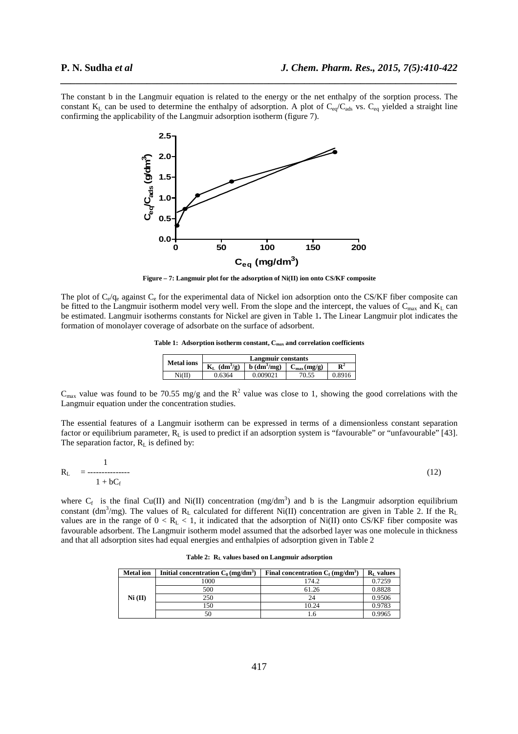The constant b in the Langmuir equation is related to the energy or the net enthalpy of the sorption process. The constant $K_L$ can be used to determine the enthalpy of adsorption. A plot of $C_{eq}/C_{ads}$ vs. $C_{eq}$ yielded a straight line confirming the applicability of the Langmuir adsorption isotherm (figure 7).

**Figure – 7: Langmuir plot for the adsorption of Ni(II) ion onto CS/KF composite**

The plot of $C_e/q_e$ against $C_e$ for the experimental data of Nickel ion adsorption onto the CS/KF fiber composite can be fitted to the Langmuir isotherm model very well. From the slope and the intercept, the values of $C_{max}$ and $K_L$ can be estimated. Langmuir isotherms constants for Nickel are given in Table 1**.** The Linear Langmuir plot indicates the formation of monolayer coverage of adsorbate on the surface of adsorbent.

**Table 1: Adsorption isotherm constant, $C_{max}$ and correlation coefficients**

| Metal ions | Langmuir constants | | | |
|---|---|---|---|---|
| | $K_L$ ($dm^3$/g) | b ($dm^3$/mg) | $C_{max}$ (mg/g) | $R^2$ |
| Ni(II) | 0.6364 | 0.009021 | 70.55 | 0.8916 |

$C_{max}$ value was found to be 70.55 mg/g and the $R^2$ value was close to 1, showing the good correlations with the Langmuir equation under the concentration studies.

The essential features of a Langmuir isotherm can be expressed in terms of a dimensionless constant separation factor or equilibrium parameter, $R_L$ is used to predict if an adsorption system is "favourable" or "unfavourable" [43]. The separation factor, $R_L$ is defined by:

$$R_L = \frac{1}{1 + bC_f} \tag{12}$$

where $C_f$ is the final Cu(II) and Ni(II) concentration (mg/$dm^3$) and b is the Langmuir adsorption equilibrium constant ($dm^3$/mg). The values of $R_L$ calculated for different Ni(II) concentration are given in Table 2. If the $R_L$ values are in the range of $0 < R_L < 1$, it indicated that the adsorption of Ni(II) onto CS/KF fiber composite was favourable adsorbent. The Langmuir isotherm model assumed that the adsorbed layer was one molecule in thickness and that all adsorption sites had equal energies and enthalpies of adsorption given in Table 2

**Table 2: $R_L$ values based on Langmuir adsorption**

| Metal ion | Initial concentration $C_0$ (mg/$dm^3$) | Final concentration $C_f$ (mg/$dm^3$) | $R_L$ values |
|---|---|---|---|
| Ni (II) | 1000 | 174.2 | 0.7259 |
| | 500 | 61.26 | 0.8828 |
| | 250 | 24 | 0.9506 |
| | 150 | 10.24 | 0.9783 |
| | 50 | 1.6 | 0.9965 |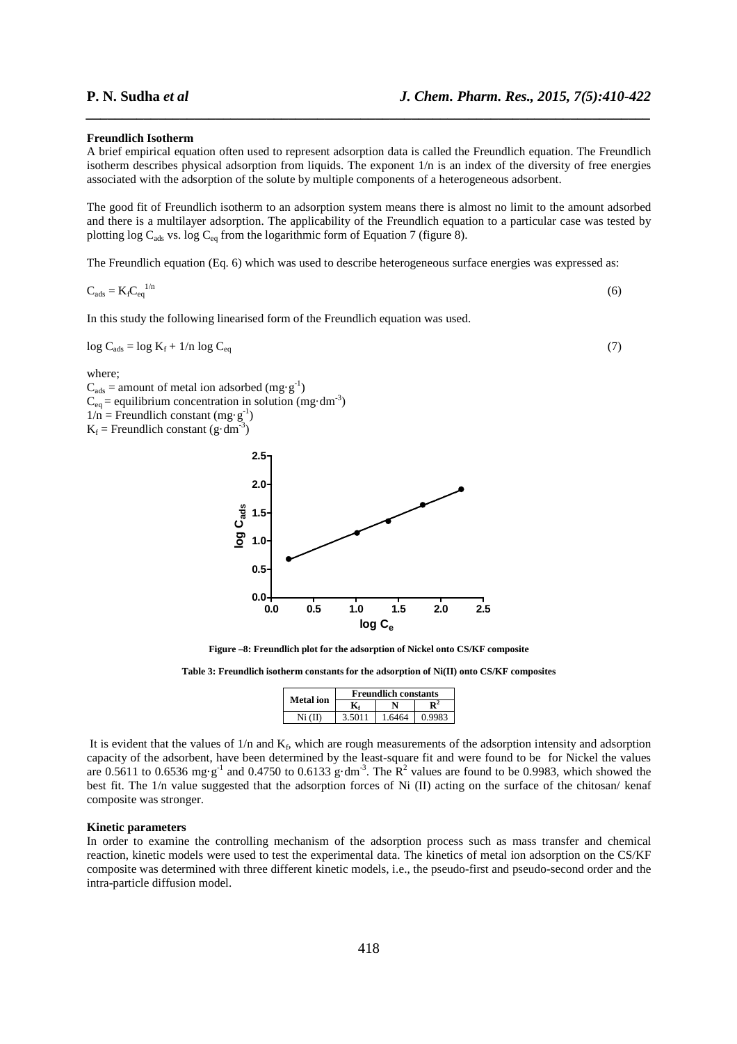**Freundlich Isotherm**

A brief empirical equation often used to represent adsorption data is called the Freundlich equation. The Freundlich isotherm describes physical adsorption from liquids. The exponent 1/n is an index of the diversity of free energies associated with the adsorption of the solute by multiple components of a heterogeneous adsorbent.

The good fit of Freundlich isotherm to an adsorption system means there is almost no limit to the amount adsorbed and there is a multilayer adsorption. The applicability of the Freundlich equation to a particular case was tested by plotting log $C_{ads}$ vs. log $C_{eq}$ from the logarithmic form of Equation 7 (figure 8).

The Freundlich equation (Eq. 6) which was used to describe heterogeneous surface energies was expressed as:

$$C_{ads} = K_f C_{eq}^{1/n} \tag{6}$$

In this study the following linearised form of the Freundlich equation was used.

$$\log C_{ads} = \log K_f + 1/n \log C_{eq} \tag{7}$$

where;

$C_{ads}$ = amount of metal ion adsorbed ($mg \cdot g^{-1}$)
$C_{eq}$ = equilibrium concentration in solution ($mg \cdot dm^{-3}$)
$1/n$ = Freundlich constant ($mg \cdot g^{-1}$)
$K_f$ = Freundlich constant ($g \cdot dm^{-3}$)

Figure –8: Freundlich plot for the adsorption of Nickel onto CS/KF composite

Table 3: Freundlich isotherm constants for the adsorption of Ni(II) onto CS/KF composites

| Metal ion | Freundlich constants | | |
|---|---|---|---|
| | $K_f$ | N | $R^2$ |
| Ni (II) | 3.5011 | 1.6464 | 0.9983 |

It is evident that the values of 1/n and $K_f$, which are rough measurements of the adsorption intensity and adsorption capacity of the adsorbent, have been determined by the least-square fit and were found to be for Nickel the values are 0.5611 to 0.6536 $mg \cdot g^{-1}$ and 0.4750 to 0.6133 $g \cdot dm^{-3}$. The $R^2$ values are found to be 0.9983, which showed the best fit. The 1/n value suggested that the adsorption forces of Ni (II) acting on the surface of the chitosan/ kenaf composite was stronger.

**Kinetic parameters**

In order to examine the controlling mechanism of the adsorption process such as mass transfer and chemical reaction, kinetic models were used to test the experimental data. The kinetics of metal ion adsorption on the CS/KF composite was determined with three different kinetic models, i.e., the pseudo-first and pseudo-second order and the intra-particle diffusion model.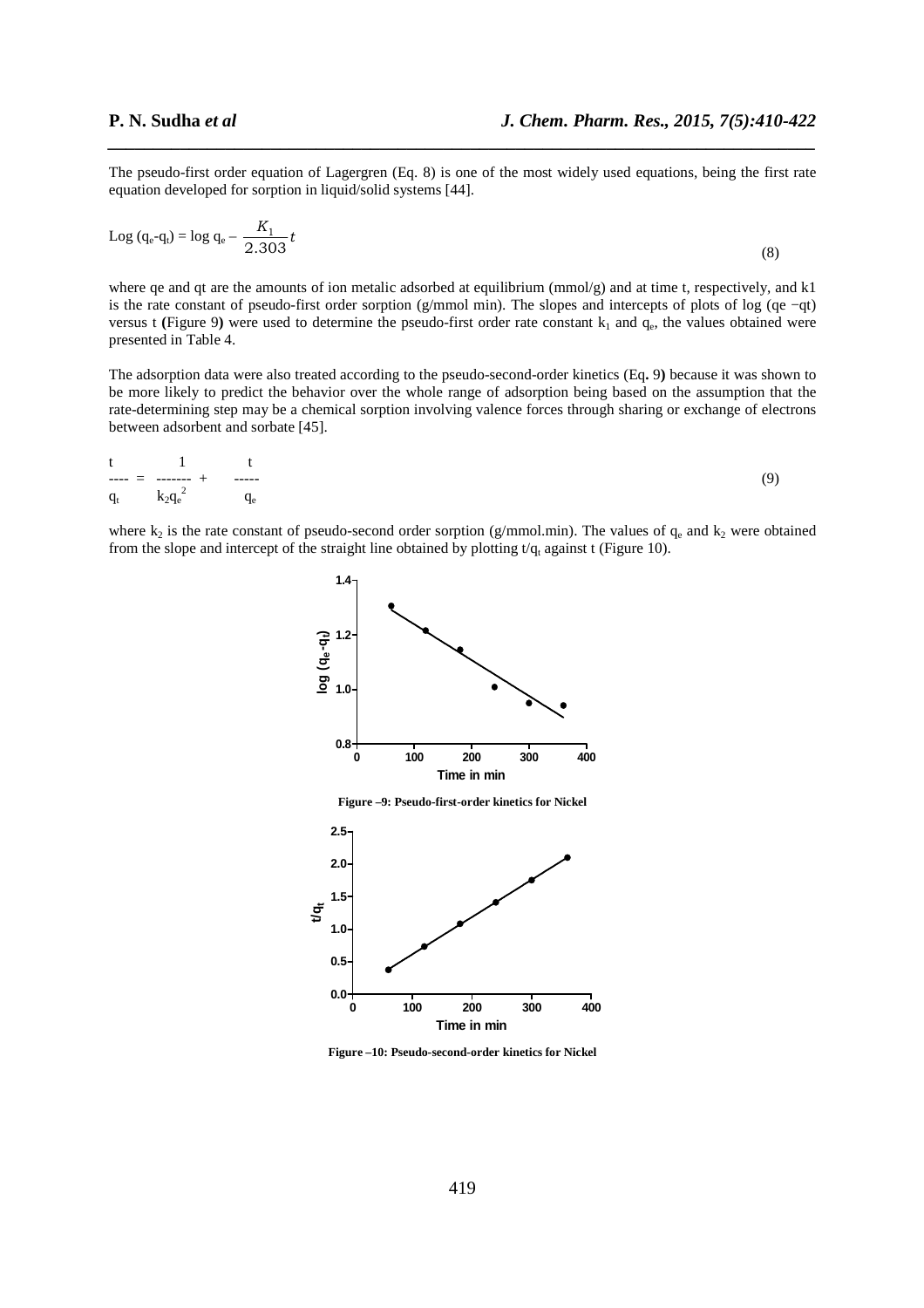The pseudo-first order equation of Lagergren (Eq. 8) is one of the most widely used equations, being the first rate equation developed for sorption in liquid/solid systems [44].

$$\text{Log}\,(q_e\text{-}q_t) = \log q_e - \frac{K_1}{2.303}t \tag{8}$$

where qe and qt are the amounts of ion metalic adsorbed at equilibrium (mmol/g) and at time t, respectively, and k1 is the rate constant of pseudo-first order sorption (g/mmol min). The slopes and intercepts of plots of log (qe −qt) versus t **(**Figure 9**)** were used to determine the pseudo-first order rate constant $k_1$ and $q_e$, the values obtained were presented in Table 4.

The adsorption data were also treated according to the pseudo-second-order kinetics (Eq**.** 9**)** because it was shown to be more likely to predict the behavior over the whole range of adsorption being based on the assumption that the rate-determining step may be a chemical sorption involving valence forces through sharing or exchange of electrons between adsorbent and sorbate [45].

$$\frac{t}{q_t} = \frac{1}{k_2 q_e^2} + \frac{t}{q_e} \tag{9}$$

where $k_2$ is the rate constant of pseudo-second order sorption (g/mmol.min). The values of $q_e$ and $k_2$ were obtained from the slope and intercept of the straight line obtained by plotting $t/q_t$ against t (Figure 10).

**Figure –9: Pseudo-first-order kinetics for Nickel**

**Figure –10: Pseudo-second-order kinetics for Nickel**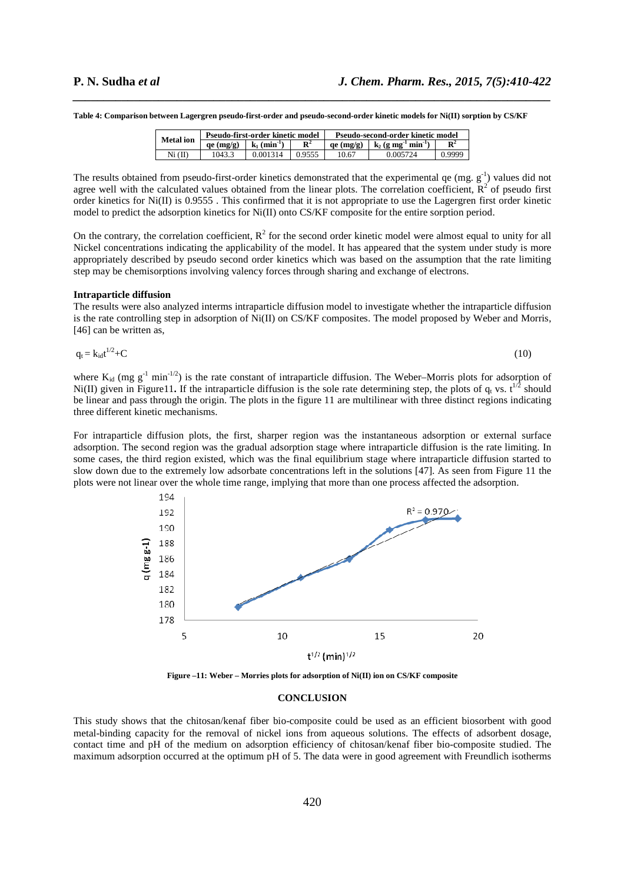**Table 4: Comparison between Lagergren pseudo-first-order and pseudo-second-order kinetic models for Ni(II) sorption by CS/KF**

| Metal ion | Pseudo-first-order kinetic model | | | Pseudo-second-order kinetic model | | |
|---|---|---|---|---|---|---|
| | qe (mg/g) | $k_1$ ($min^{-1}$) | $R^2$ | qe (mg/g) | $k_2$ ($g\ mg^{-1}\ min^{-1}$) | $R^2$ |
| Ni (II) | 1043.3 | 0.001314 | 0.9555 | 10.67 | 0.005724 | 0.9999 |

The results obtained from pseudo-first-order kinetics demonstrated that the experimental qe (mg. $g^{-1}$) values did not agree well with the calculated values obtained from the linear plots. The correlation coefficient, $R^2$ of pseudo first order kinetics for Ni(II) is 0.9555 . This confirmed that it is not appropriate to use the Lagergren first order kinetic model to predict the adsorption kinetics for Ni(II) onto CS/KF composite for the entire sorption period.

On the contrary, the correlation coefficient, $R^2$ for the second order kinetic model were almost equal to unity for all Nickel concentrations indicating the applicability of the model. It has appeared that the system under study is more appropriately described by pseudo second order kinetics which was based on the assumption that the rate limiting step may be chemisorptions involving valency forces through sharing and exchange of electrons.

**Intraparticle diffusion**

The results were also analyzed interms intraparticle diffusion model to investigate whether the intraparticle diffusion is the rate controlling step in adsorption of Ni(II) on CS/KF composites. The model proposed by Weber and Morris, [46] can be written as,

$$q_t = k_{id}t^{1/2}+C \qquad (10)$$

where $K_{id}$ (mg $g^{-1}$ $min^{-1/2}$) is the rate constant of intraparticle diffusion. The Weber–Morris plots for adsorption of Ni(II) given in Figure11**.** If the intraparticle diffusion is the sole rate determining step, the plots of $q_t$ vs. $t^{1/2}$ should be linear and pass through the origin. The plots in the figure 11 are multilinear with three distinct regions indicating three different kinetic mechanisms.

For intraparticle diffusion plots, the first, sharper region was the instantaneous adsorption or external surface adsorption. The second region was the gradual adsorption stage where intraparticle diffusion is the rate limiting. In some cases, the third region existed, which was the final equilibrium stage where intraparticle diffusion started to slow down due to the extremely low adsorbate concentrations left in the solutions [47]. As seen from Figure 11 the plots were not linear over the whole time range, implying that more than one process affected the adsorption.

**Figure –11: Weber – Morries plots for adsorption of Ni(II) ion on CS/KF composite**

## CONCLUSION

This study shows that the chitosan/kenaf fiber bio-composite could be used as an efficient biosorbent with good metal-binding capacity for the removal of nickel ions from aqueous solutions. The effects of adsorbent dosage, contact time and pH of the medium on adsorption efficiency of chitosan/kenaf fiber bio-composite studied. The maximum adsorption occurred at the optimum pH of 5. The data were in good agreement with Freundlich isotherms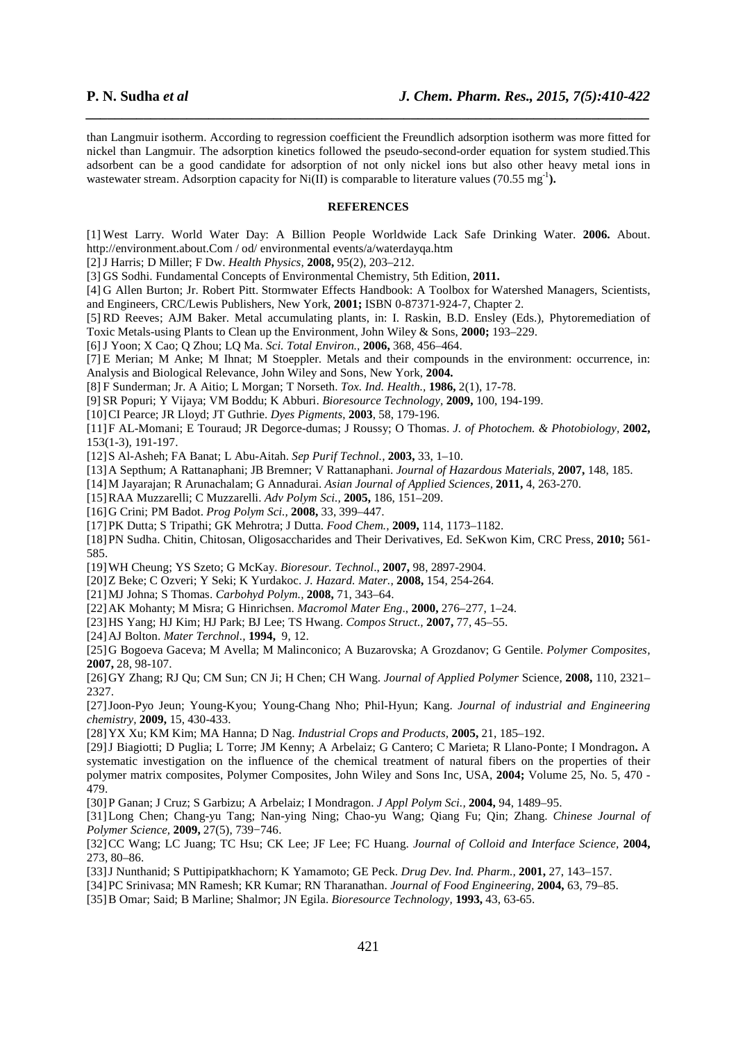than Langmuir isotherm. According to regression coefficient the Freundlich adsorption isotherm was more fitted for nickel than Langmuir. The adsorption kinetics followed the pseudo-second-order equation for system studied.This adsorbent can be a good candidate for adsorption of not only nickel ions but also other heavy metal ions in wastewater stream. Adsorption capacity for Ni(II) is comparable to literature values (70.55 $mg^{-1}$**).**

## REFERENCES

[1] West Larry. World Water Day: A Billion People Worldwide Lack Safe Drinking Water. **2006.** About. http://environment.about.Com / od/ environmental events/a/waterdayqa.htm

[2] J Harris; D Miller; F Dw. *Health Physics,* **2008,** 95(2), 203–212.

[3] GS Sodhi. Fundamental Concepts of Environmental Chemistry, 5th Edition, **2011.**

[4] G Allen Burton; Jr. Robert Pitt. Stormwater Effects Handbook: A Toolbox for Watershed Managers, Scientists, and Engineers, CRC/Lewis Publishers, New York, **2001;** ISBN 0-87371-924-7, Chapter 2.

[5] RD Reeves; AJM Baker. Metal accumulating plants, in: I. Raskin, B.D. Ensley (Eds.), Phytoremediation of Toxic Metals-using Plants to Clean up the Environment, John Wiley & Sons, **2000;** 193–229.

[6] J Yoon; X Cao; Q Zhou; LQ Ma. *Sci. Total Environ.,* **2006,** 368, 456–464.

[7] E Merian; M Anke; M Ihnat; M Stoeppler. Metals and their compounds in the environment: occurrence, in: Analysis and Biological Relevance, John Wiley and Sons, New York, **2004.**

[8] F Sunderman; Jr. A Aitio; L Morgan; T Norseth. *Tox. Ind. Health.,* **1986,** 2(1), 17-78.

[9] SR Popuri; Y Vijaya; VM Boddu; K Abburi. *Bioresource Technology,* **2009,** 100, 194-199.

[10] CI Pearce; JR Lloyd; JT Guthrie. *Dyes Pigments,* **2003**, 58, 179-196.

[11] F AL-Momani; E Touraud; JR Degorce-dumas; J Roussy; O Thomas. *J. of Photochem. & Photobiology,* **2002,** 153(1-3), 191-197.

[12] S Al-Asheh; FA Banat; L Abu-Aitah. *Sep Purif Technol.,* **2003,** 33, 1–10.

[13] A Septhum; A Rattanaphani; JB Bremner; V Rattanaphani. *Journal of Hazardous Materials,* **2007,** 148, 185.

[14] M Jayarajan; R Arunachalam; G Annadurai. *Asian Journal of Applied Sciences,* **2011,** 4, 263-270.

[15] RAA Muzzarelli; C Muzzarelli. *Adv Polym Sci.,* **2005,** 186, 151–209.

[16] G Crini; PM Badot. *Prog Polym Sci.,* **2008,** 33, 399–447.

[17] PK Dutta; S Tripathi; GK Mehrotra; J Dutta. *Food Chem.,* **2009,** 114, 1173–1182.

[18] PN Sudha. Chitin, Chitosan, Oligosaccharides and Their Derivatives, Ed. SeKwon Kim, CRC Press, **2010;** 561-585.

[19] WH Cheung; YS Szeto; G McKay. *Bioresour. Technol*., **2007,** 98, 2897-2904.

[20] Z Beke; C Ozveri; Y Seki; K Yurdakoc. *J. Hazard. Mater.,* **2008,** 154, 254-264.

[21] MJ Johna; S Thomas. *Carbohyd Polym.,* **2008,** 71, 343–64.

[22] AK Mohanty; M Misra; G Hinrichsen. *Macromol Mater Eng*., **2000,** 276–277, 1–24.

[23] HS Yang; HJ Kim; HJ Park; BJ Lee; TS Hwang. *Compos Struct.,* **2007,** 77, 45–55.

[24] AJ Bolton. *Mater Terchnol.,* **1994,** 9, 12.

[25] G Bogoeva Gaceva; M Avella; M Malinconico; A Buzarovska; A Grozdanov; G Gentile. *Polymer Composites,* **2007,** 28, 98-107.

[26] GY Zhang; RJ Qu; CM Sun; CN Ji; H Chen; CH Wang. *Journal of Applied Polymer* Science, **2008,** 110, 2321–2327.

[27] Joon-Pyo Jeun; Young-Kyou; Young-Chang Nho; Phil-Hyun; Kang. *Journal of industrial and Engineering chemistry,* **2009,** 15, 430-433.

[28] YX Xu; KM Kim; MA Hanna; D Nag. *Industrial Crops and Products,* **2005,** 21, 185–192.

[29] J Biagiotti; D Puglia; L Torre; JM Kenny; A Arbelaiz; G Cantero; C Marieta; R Llano-Ponte; I Mondragon**.** A systematic investigation on the influence of the chemical treatment of natural fibers on the properties of their polymer matrix composites, Polymer Composites, John Wiley and Sons Inc, USA, **2004;** Volume 25, No. 5, 470 - 479.

[30] P Ganan; J Cruz; S Garbizu; A Arbelaiz; I Mondragon. *J Appl Polym Sci.,* **2004,** 94, 1489–95.

[31] Long Chen; Chang-yu Tang; Nan-ying Ning; Chao-yu Wang; Qiang Fu; Qin; Zhang. *Chinese Journal of Polymer Science,* **2009,** 27(5), 739−746.

[32] CC Wang; LC Juang; TC Hsu; CK Lee; JF Lee; FC Huang. *Journal of Colloid and Interface Science,* **2004,** 273, 80–86.

[33] J Nunthanid; S Puttipipatkhachorn; K Yamamoto; GE Peck. *Drug Dev. Ind. Pharm.,* **2001,** 27, 143–157.

[34] PC Srinivasa; MN Ramesh; KR Kumar; RN Tharanathan. *Journal of Food Engineering,* **2004,** 63, 79–85.

[35] B Omar; Said; B Marline; Shalmor; JN Egila. *Bioresource Technology,* **1993,** 43, 63-65.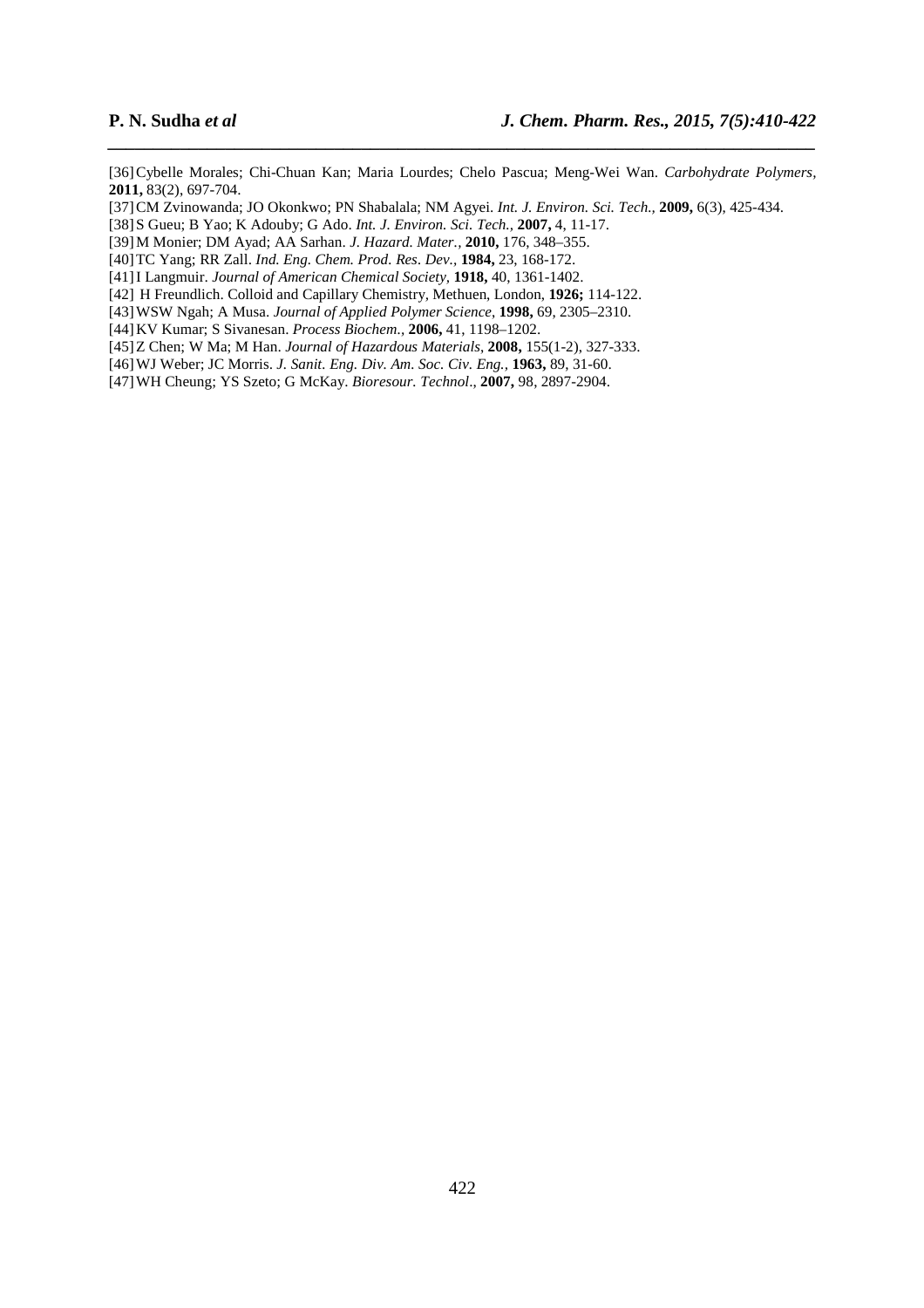[36] Cybelle Morales; Chi-Chuan Kan; Maria Lourdes; Chelo Pascua; Meng-Wei Wan. *Carbohydrate Polymers*, **2011,** 83(2), 697-704.

[37] CM Zvinowanda; JO Okonkwo; PN Shabalala; NM Agyei. *Int. J. Environ. Sci. Tech.*, **2009,** 6(3), 425-434.

[38] S Gueu; B Yao; K Adouby; G Ado. *Int. J. Environ. Sci. Tech.*, **2007,** 4, 11-17.

[39] M Monier; DM Ayad; AA Sarhan. *J. Hazard. Mater.*, **2010,** 176, 348–355.

[40] TC Yang; RR Zall. *Ind. Eng. Chem. Prod. Res. Dev.*, **1984,** 23, 168-172.

[41] I Langmuir. *Journal of American Chemical Society*, **1918,** 40, 1361-1402.

[42] H Freundlich. Colloid and Capillary Chemistry, Methuen, London, **1926;** 114-122.

[43] WSW Ngah; A Musa. *Journal of Applied Polymer Science*, **1998,** 69, 2305–2310.

[44] KV Kumar; S Sivanesan. *Process Biochem.*, **2006,** 41, 1198–1202.

[45] Z Chen; W Ma; M Han. *Journal of Hazardous Materials*, **2008,** 155(1-2), 327-333.

[46] WJ Weber; JC Morris. *J. Sanit. Eng. Div. Am. Soc. Civ. Eng.*, **1963,** 89, 31-60.

[47] WH Cheung; YS Szeto; G McKay. *Bioresour. Technol*., **2007,** 98, 2897-2904.